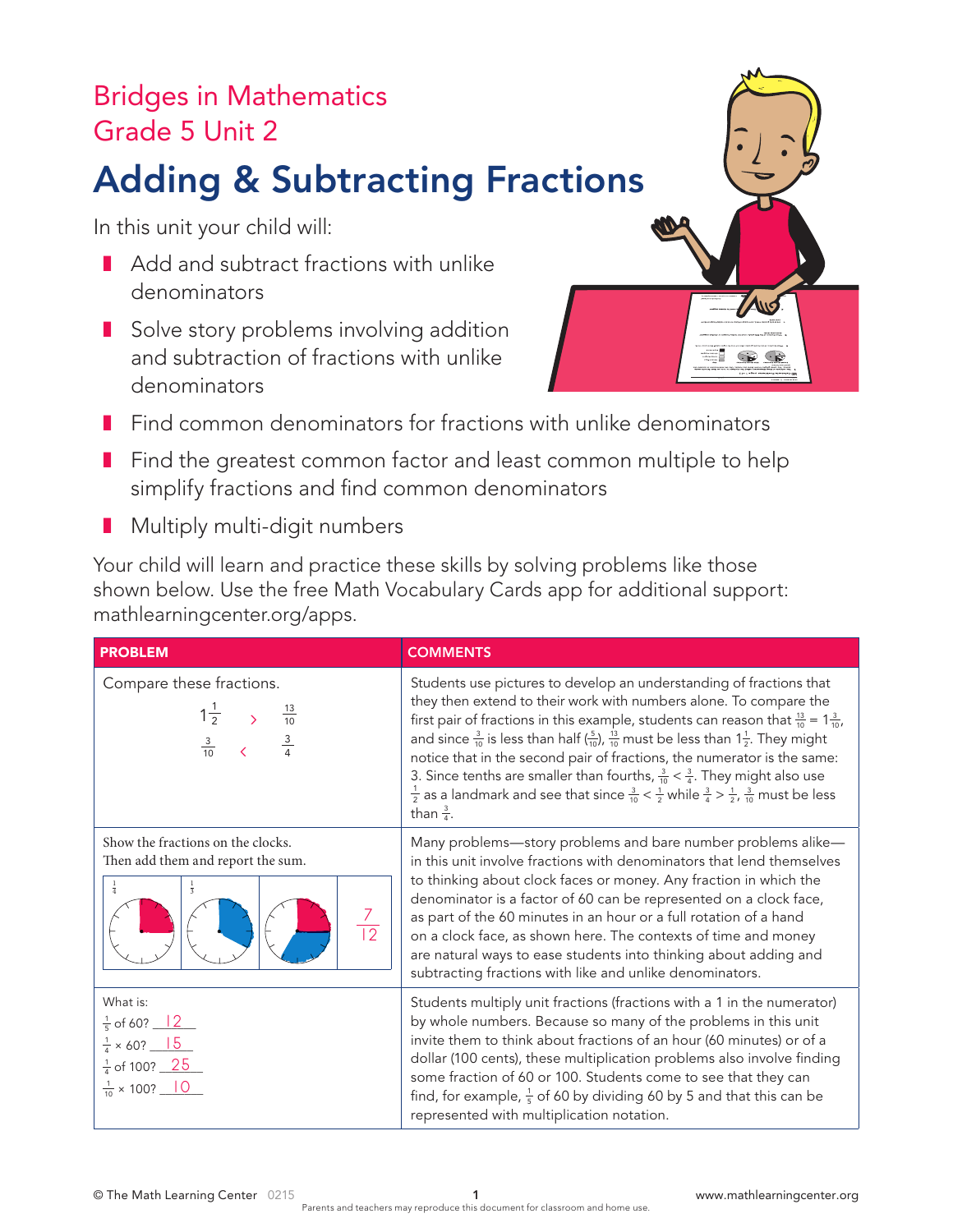Bridges in Mathematics
Grade 5 Unit 2

# Adding & Subtracting Fractions

In this unit your child will:

- Add and subtract fractions with unlike denominators
- Solve story problems involving addition and subtraction of fractions with unlike denominators
- Find common denominators for fractions with unlike denominators
- Find the greatest common factor and least common multiple to help simplify fractions and find common denominators
- Multiply multi-digit numbers

Your child will learn and practice these skills by solving problems like those shown below. Use the free Math Vocabulary Cards app for additional support: mathlearningcenter.org/apps.

| PROBLEM | COMMENTS |
|---|---|
| Compare these fractions.<br>$1\frac{1}{2}$ > $\frac{13}{10}$<br>$\frac{3}{10}$ < $\frac{3}{4}$ | Students use pictures to develop an understanding of fractions that they then extend to their work with numbers alone. To compare the first pair of fractions in this example, students can reason that $\frac{13}{10} = 1\frac{3}{10}$, and since $\frac{3}{10}$ is less than half ($\frac{5}{10}$), $\frac{13}{10}$ must be less than $1\frac{1}{2}$. They might notice that in the second pair of fractions, the numerator is the same: 3. Since tenths are smaller than fourths, $\frac{3}{10} < \frac{3}{4}$. They might also use $\frac{1}{2}$ as a landmark and see that since $\frac{3}{10} < \frac{1}{2}$ while $\frac{3}{4} > \frac{1}{2}$, $\frac{3}{10}$ must be less than $\frac{3}{4}$. |
| Show the fractions on the clocks. Then add them and report the sum.<br>$\frac{1}{4}$ $\frac{1}{3}$ $\frac{7}{12}$ | Many problems—story problems and bare number problems alike—in this unit involve fractions with denominators that lend themselves to thinking about clock faces or money. Any fraction in which the denominator is a factor of 60 can be represented on a clock face, as part of the 60 minutes in an hour or a full rotation of a hand on a clock face, as shown here. The contexts of time and money are natural ways to ease students into thinking about adding and subtracting fractions with like and unlike denominators. |
| What is:<br>$\frac{1}{5}$ of 60? 12<br>$\frac{1}{4} \times 60$? 15<br>$\frac{1}{4}$ of 100? 25<br>$\frac{1}{10} \times 100$? 10 | Students multiply unit fractions (fractions with a 1 in the numerator) by whole numbers. Because so many of the problems in this unit invite them to think about fractions of an hour (60 minutes) or of a dollar (100 cents), these multiplication problems also involve finding some fraction of 60 or 100. Students come to see that they can find, for example, $\frac{1}{5}$ of 60 by dividing 60 by 5 and that this can be represented with multiplication notation. |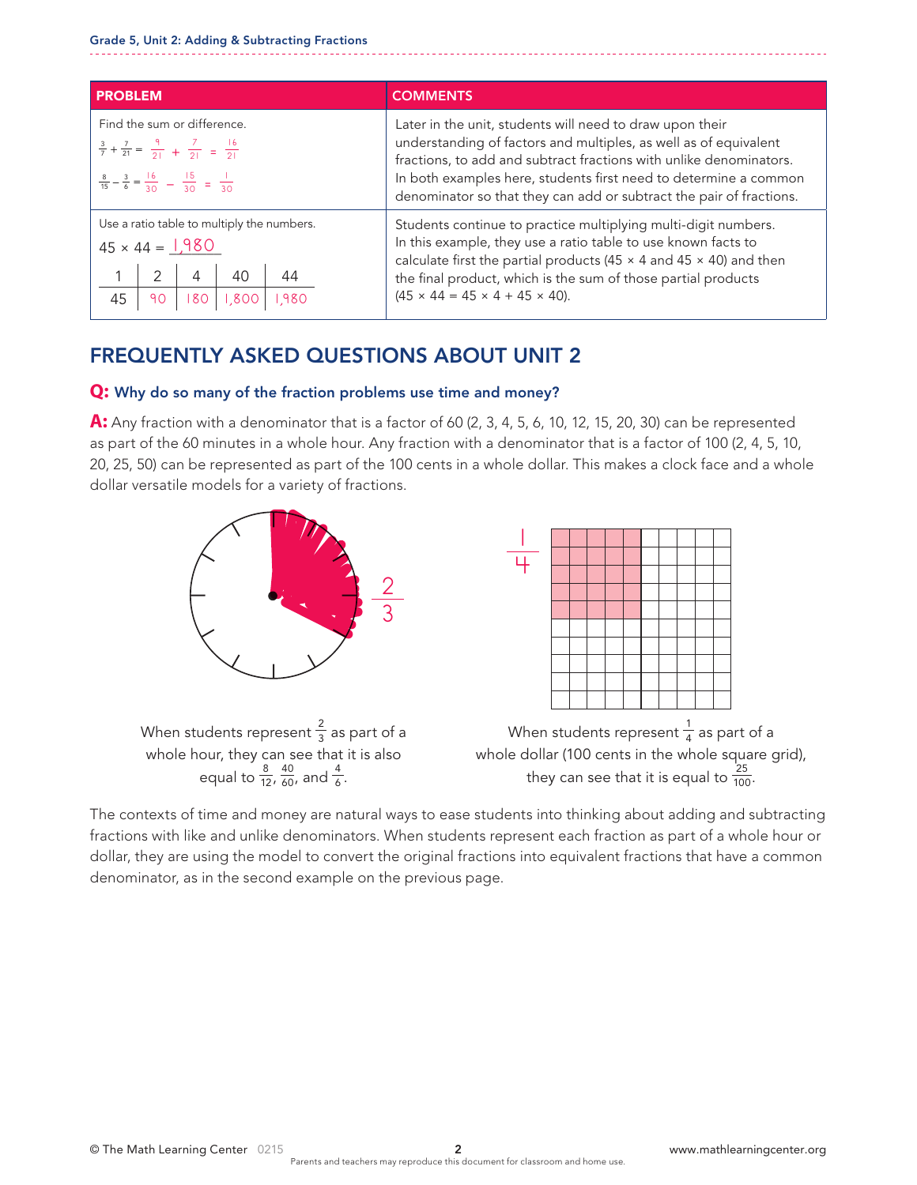| PROBLEM | COMMENTS |
| --- | --- |
| Find the sum or difference. $\frac{3}{7} + \frac{7}{21} = \frac{9}{21} + \frac{7}{21} = \frac{16}{21}$ $\frac{8}{15} - \frac{3}{6} = \frac{16}{30} - \frac{15}{30} = \frac{1}{30}$ | Later in the unit, students will need to draw upon their understanding of factors and multiples, as well as of equivalent fractions, to add and subtract fractions with unlike denominators. In both examples here, students first need to determine a common denominator so that they can add or subtract the pair of fractions. |
| Use a ratio table to multiply the numbers. $45 \times 44 =$ 1,980 <br> 1 \| 2 \| 4 \| 40 \| 44 <br> 45 \| 90 \| 180 \| 1,800 \| 1,980 | Students continue to practice multiplying multi-digit numbers. In this example, they use a ratio table to use known facts to calculate first the partial products ($45 \times 4$ and $45 \times 40$) and then the final product, which is the sum of those partial products ($45 \times 44 = 45 \times 4 + 45 \times 40$). |

## FREQUENTLY ASKED QUESTIONS ABOUT UNIT 2

### Q: Why do so many of the fraction problems use time and money?

**A:** Any fraction with a denominator that is a factor of 60 (2, 3, 4, 5, 6, 10, 12, 15, 20, 30) can be represented as part of the 60 minutes in a whole hour. Any fraction with a denominator that is a factor of 100 (2, 4, 5, 10, 20, 25, 50) can be represented as part of the 100 cents in a whole dollar. This makes a clock face and a whole dollar versatile models for a variety of fractions.

$\frac{2}{3}$

When students represent $\frac{2}{3}$ as part of a whole hour, they can see that it is also equal to $\frac{8}{12}$, $\frac{40}{60}$, and $\frac{4}{6}$.

$\frac{1}{4}$

When students represent $\frac{1}{4}$ as part of a whole dollar (100 cents in the whole square grid), they can see that it is equal to $\frac{25}{100}$.

The contexts of time and money are natural ways to ease students into thinking about adding and subtracting fractions with like and unlike denominators. When students represent each fraction as part of a whole hour or dollar, they are using the model to convert the original fractions into equivalent fractions that have a common denominator, as in the second example on the previous page.